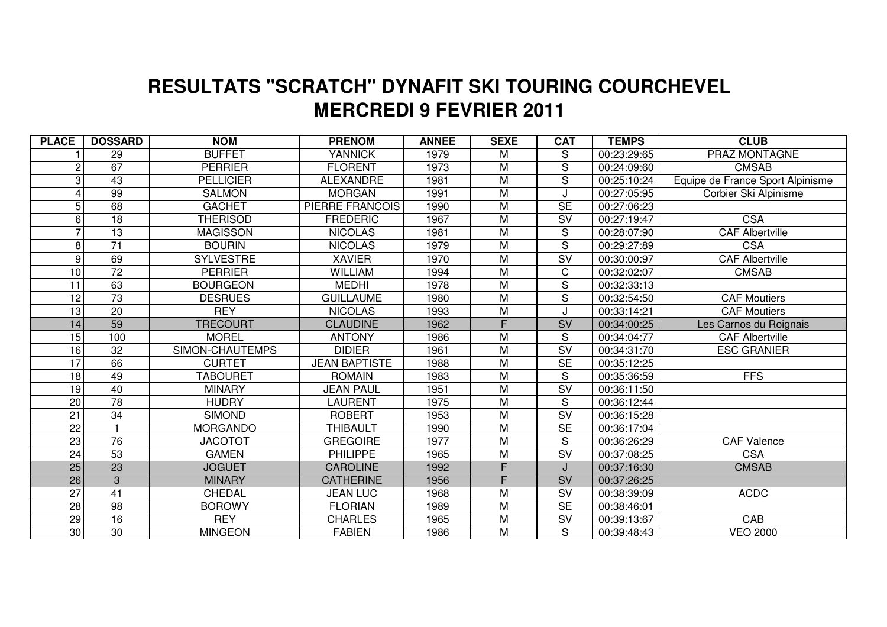# RESULTATS "SCRATCH" DYNAFIT SKI TOURING COURCHEVEL
# MERCREDI 9 FEVRIER 2011

| PLACE | DOSSARD | NOM | PRENOM | ANNEE | SEXE | CAT | TEMPS | CLUB |
|---|---|---|---|---|---|---|---|---|
| 1 | 29 | BUFFET | YANNICK | 1979 | M | S | 00:23:29:65 | PRAZ MONTAGNE |
| 2 | 67 | PERRIER | FLORENT | 1973 | M | S | 00:24:09:60 | CMSAB |
| 3 | 43 | PELLICIER | ALEXANDRE | 1981 | M | S | 00:25:10:24 | Equipe de France Sport Alpinisme |
| 4 | 99 | SALMON | MORGAN | 1991 | M | J | 00:27:05:95 | Corbier Ski Alpinisme |
| 5 | 68 | GACHET | PIERRE FRANCOIS | 1990 | M | SE | 00:27:06:23 | |
| 6 | 18 | THERISOD | FREDERIC | 1967 | M | SV | 00:27:19:47 | CSA |
| 7 | 13 | MAGISSON | NICOLAS | 1981 | M | S | 00:28:07:90 | CAF Albertville |
| 8 | 71 | BOURIN | NICOLAS | 1979 | M | S | 00:29:27:89 | CSA |
| 9 | 69 | SYLVESTRE | XAVIER | 1970 | M | SV | 00:30:00:97 | CAF Albertville |
| 10 | 72 | PERRIER | WILLIAM | 1994 | M | C | 00:32:02:07 | CMSAB |
| 11 | 63 | BOURGEON | MEDHI | 1978 | M | S | 00:32:33:13 | |
| 12 | 73 | DESRUES | GUILLAUME | 1980 | M | S | 00:32:54:50 | CAF Moutiers |
| 13 | 20 | REY | NICOLAS | 1993 | M | J | 00:33:14:21 | CAF Moutiers |
| 14 | 59 | TRECOURT | CLAUDINE | 1962 | F | SV | 00:34:00:25 | Les Carnos du Roignais |
| 15 | 100 | MOREL | ANTONY | 1986 | M | S | 00:34:04:77 | CAF Albertville |
| 16 | 32 | SIMON-CHAUTEMPS | DIDIER | 1961 | M | SV | 00:34:31:70 | ESC GRANIER |
| 17 | 66 | CURTET | JEAN BAPTISTE | 1988 | M | SE | 00:35:12:25 | |
| 18 | 49 | TABOURET | ROMAIN | 1983 | M | S | 00:35:36:59 | FFS |
| 19 | 40 | MINARY | JEAN PAUL | 1951 | M | SV | 00:36:11:50 | |
| 20 | 78 | HUDRY | LAURENT | 1975 | M | S | 00:36:12:44 | |
| 21 | 34 | SIMOND | ROBERT | 1953 | M | SV | 00:36:15:28 | |
| 22 | 1 | MORGANDO | THIBAULT | 1990 | M | SE | 00:36:17:04 | |
| 23 | 76 | JACOTOT | GREGOIRE | 1977 | M | S | 00:36:26:29 | CAF Valence |
| 24 | 53 | GAMEN | PHILIPPE | 1965 | M | SV | 00:37:08:25 | CSA |
| 25 | 23 | JOGUET | CAROLINE | 1992 | F | J | 00:37:16:30 | CMSAB |
| 26 | 3 | MINARY | CATHERINE | 1956 | F | SV | 00:37:26:25 | |
| 27 | 41 | CHEDAL | JEAN LUC | 1968 | M | SV | 00:38:39:09 | ACDC |
| 28 | 98 | BOROWY | FLORIAN | 1989 | M | SE | 00:38:46:01 | |
| 29 | 16 | REY | CHARLES | 1965 | M | SV | 00:39:13:67 | CAB |
| 30 | 30 | MINGEON | FABIEN | 1986 | M | S | 00:39:48:43 | VEO 2000 |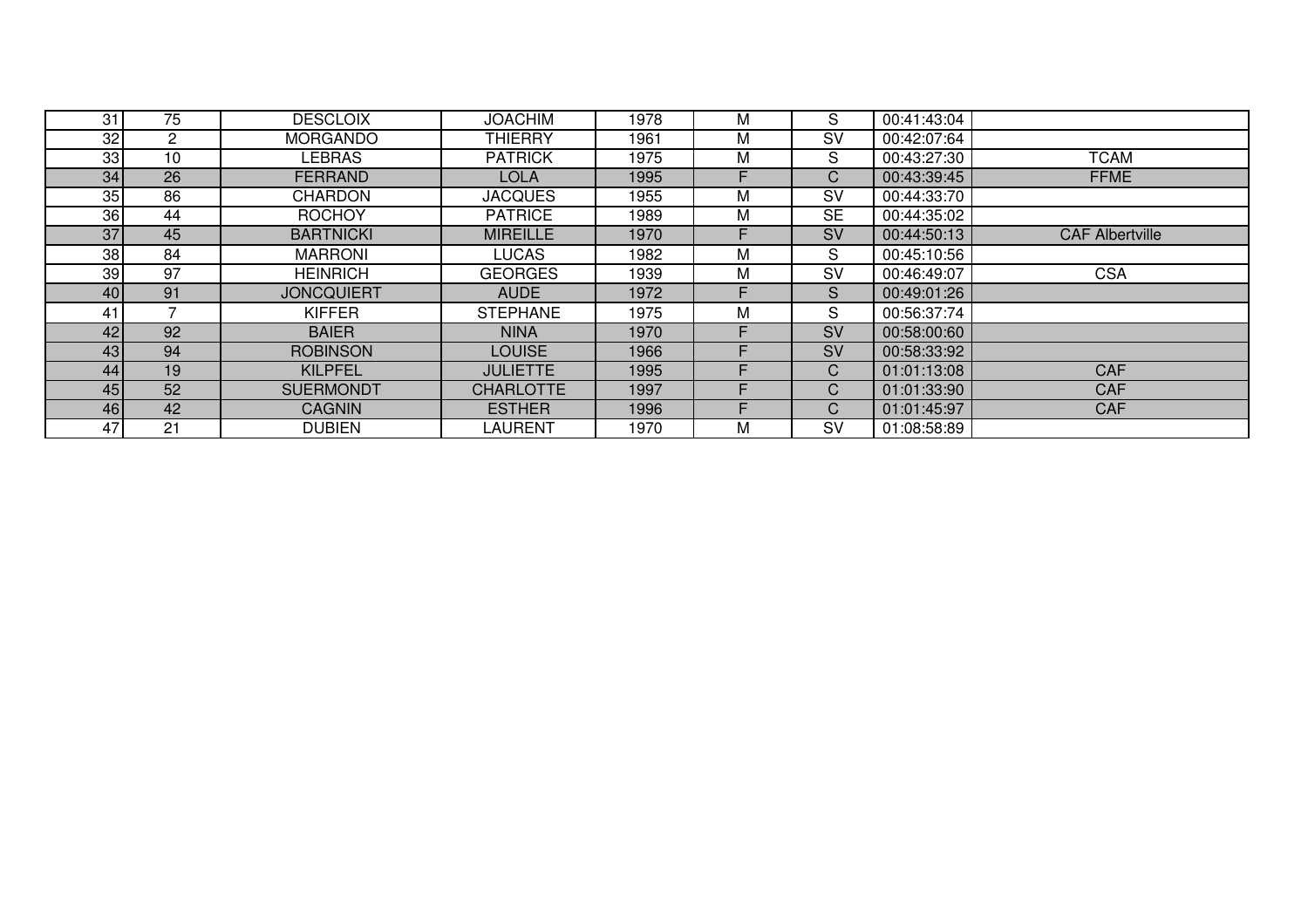| | | | | | | | | |
|---|---|---|---|---|---|---|---|---|
| 31 | 75 | DESCLOIX | JOACHIM | 1978 | M | S | 00:41:43:04 | |
| 32 | 2 | MORGANDO | THIERRY | 1961 | M | SV | 00:42:07:64 | |
| 33 | 10 | LEBRAS | PATRICK | 1975 | M | S | 00:43:27:30 | TCAM |
| 34 | 26 | FERRAND | LOLA | 1995 | F | C | 00:43:39:45 | FFME |
| 35 | 86 | CHARDON | JACQUES | 1955 | M | SV | 00:44:33:70 | |
| 36 | 44 | ROCHOY | PATRICE | 1989 | M | SE | 00:44:35:02 | |
| 37 | 45 | BARTNICKI | MIREILLE | 1970 | F | SV | 00:44:50:13 | CAF Albertville |
| 38 | 84 | MARRONI | LUCAS | 1982 | M | S | 00:45:10:56 | |
| 39 | 97 | HEINRICH | GEORGES | 1939 | M | SV | 00:46:49:07 | CSA |
| 40 | 91 | JONCQUIERT | AUDE | 1972 | F | S | 00:49:01:26 | |
| 41 | 7 | KIFFER | STEPHANE | 1975 | M | S | 00:56:37:74 | |
| 42 | 92 | BAIER | NINA | 1970 | F | SV | 00:58:00:60 | |
| 43 | 94 | ROBINSON | LOUISE | 1966 | F | SV | 00:58:33:92 | |
| 44 | 19 | KILPFEL | JULIETTE | 1995 | F | C | 01:01:13:08 | CAF |
| 45 | 52 | SUERMONDT | CHARLOTTE | 1997 | F | C | 01:01:33:90 | CAF |
| 46 | 42 | CAGNIN | ESTHER | 1996 | F | C | 01:01:45:97 | CAF |
| 47 | 21 | DUBIEN | LAURENT | 1970 | M | SV | 01:08:58:89 | |